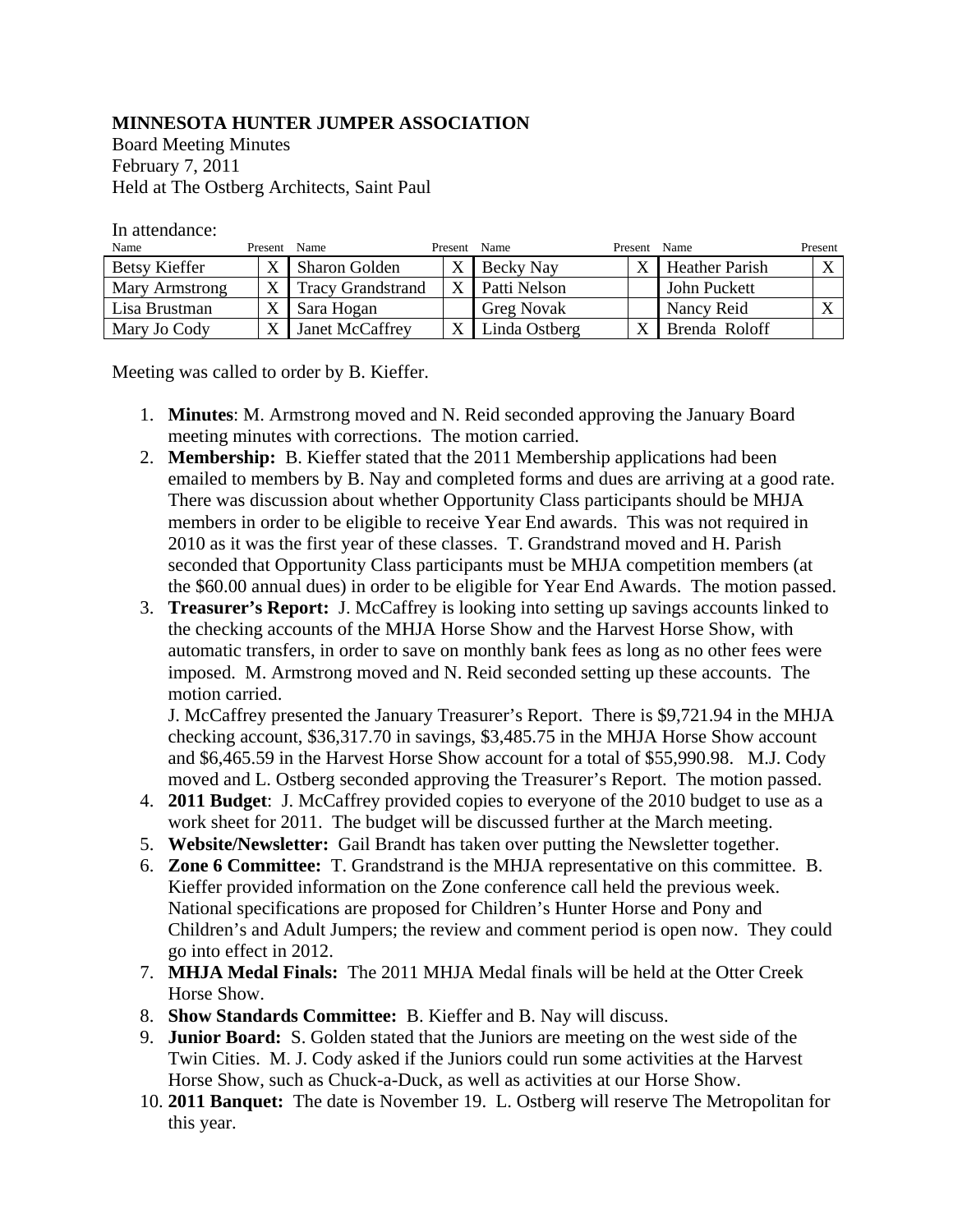**MINNESOTA HUNTER JUMPER ASSOCIATION**

Board Meeting Minutes
February 7, 2011
Held at The Ostberg Architects, Saint Paul

In attendance:

| Name | Present | Name | Present | Name | Present | Name | Present |
|---|---|---|---|---|---|---|---|
| Betsy Kieffer | X | Sharon Golden | X | Becky Nay | X | Heather Parish | X |
| Mary Armstrong | X | Tracy Grandstrand | X | Patti Nelson | | John Puckett | |
| Lisa Brustman | X | Sara Hogan | | Greg Novak | | Nancy Reid | X |
| Mary Jo Cody | X | Janet McCaffrey | X | Linda Ostberg | X | Brenda Roloff | |

Meeting was called to order by B. Kieffer.

1. **Minutes**: M. Armstrong moved and N. Reid seconded approving the January Board meeting minutes with corrections. The motion carried.
2. **Membership:** B. Kieffer stated that the 2011 Membership applications had been emailed to members by B. Nay and completed forms and dues are arriving at a good rate. There was discussion about whether Opportunity Class participants should be MHJA members in order to be eligible to receive Year End awards. This was not required in 2010 as it was the first year of these classes. T. Grandstrand moved and H. Parish seconded that Opportunity Class participants must be MHJA competition members (at the $60.00 annual dues) in order to be eligible for Year End Awards. The motion passed.
3. **Treasurer's Report:** J. McCaffrey is looking into setting up savings accounts linked to the checking accounts of the MHJA Horse Show and the Harvest Horse Show, with automatic transfers, in order to save on monthly bank fees as long as no other fees were imposed. M. Armstrong moved and N. Reid seconded setting up these accounts. The motion carried.
   J. McCaffrey presented the January Treasurer's Report. There is $9,721.94 in the MHJA checking account, $36,317.70 in savings, $3,485.75 in the MHJA Horse Show account and $6,465.59 in the Harvest Horse Show account for a total of $55,990.98. M.J. Cody moved and L. Ostberg seconded approving the Treasurer's Report. The motion passed.
4. **2011 Budget**: J. McCaffrey provided copies to everyone of the 2010 budget to use as a work sheet for 2011. The budget will be discussed further at the March meeting.
5. **Website/Newsletter:** Gail Brandt has taken over putting the Newsletter together.
6. **Zone 6 Committee:** T. Grandstrand is the MHJA representative on this committee. B. Kieffer provided information on the Zone conference call held the previous week. National specifications are proposed for Children's Hunter Horse and Pony and Children's and Adult Jumpers; the review and comment period is open now. They could go into effect in 2012.
7. **MHJA Medal Finals:** The 2011 MHJA Medal finals will be held at the Otter Creek Horse Show.
8. **Show Standards Committee:** B. Kieffer and B. Nay will discuss.
9. **Junior Board:** S. Golden stated that the Juniors are meeting on the west side of the Twin Cities. M. J. Cody asked if the Juniors could run some activities at the Harvest Horse Show, such as Chuck-a-Duck, as well as activities at our Horse Show.
10. **2011 Banquet:** The date is November 19. L. Ostberg will reserve The Metropolitan for this year.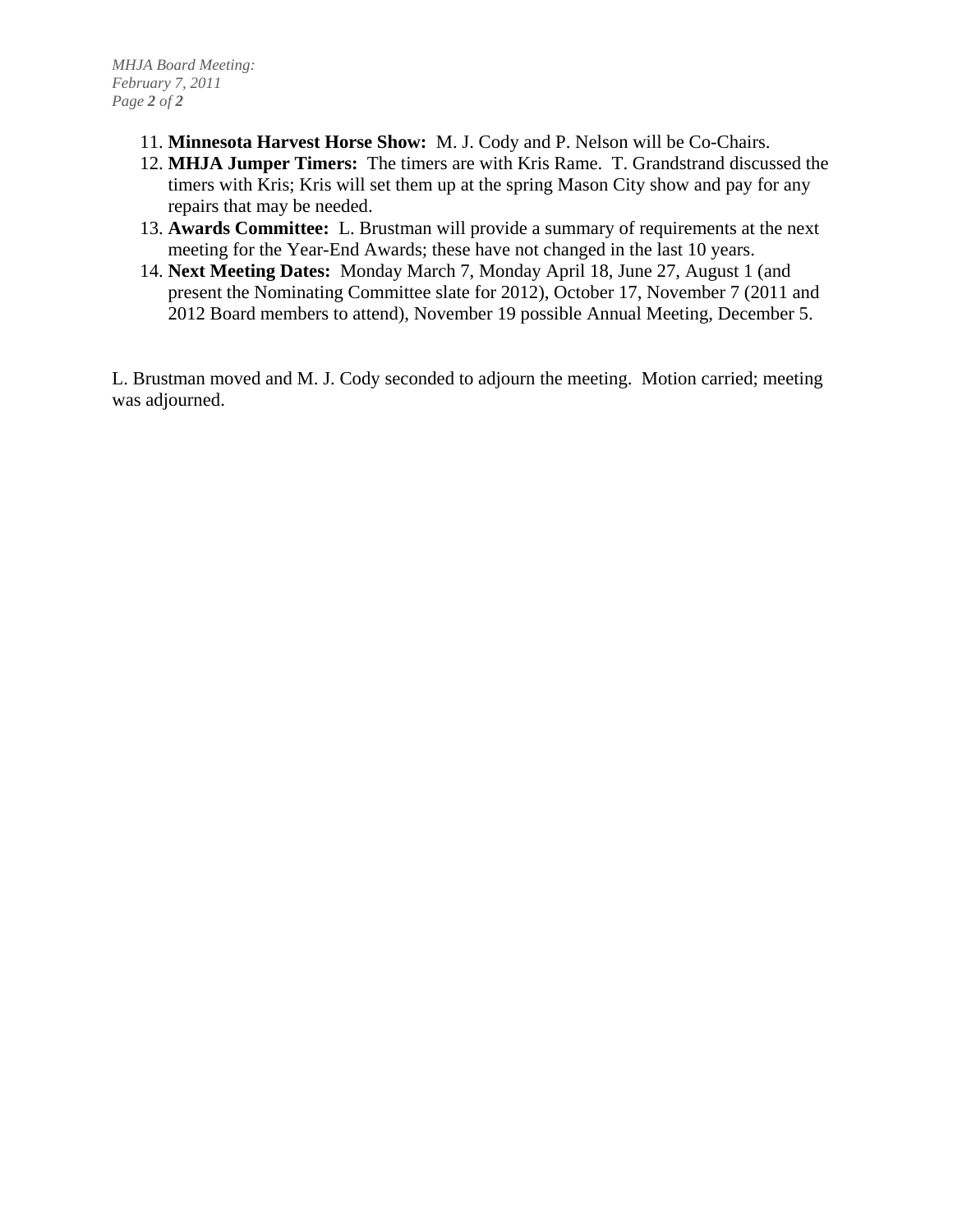11. **Minnesota Harvest Horse Show:** M. J. Cody and P. Nelson will be Co-Chairs.
12. **MHJA Jumper Timers:** The timers are with Kris Rame. T. Grandstrand discussed the timers with Kris; Kris will set them up at the spring Mason City show and pay for any repairs that may be needed.
13. **Awards Committee:** L. Brustman will provide a summary of requirements at the next meeting for the Year-End Awards; these have not changed in the last 10 years.
14. **Next Meeting Dates:** Monday March 7, Monday April 18, June 27, August 1 (and present the Nominating Committee slate for 2012), October 17, November 7 (2011 and 2012 Board members to attend), November 19 possible Annual Meeting, December 5.

L. Brustman moved and M. J. Cody seconded to adjourn the meeting. Motion carried; meeting was adjourned.